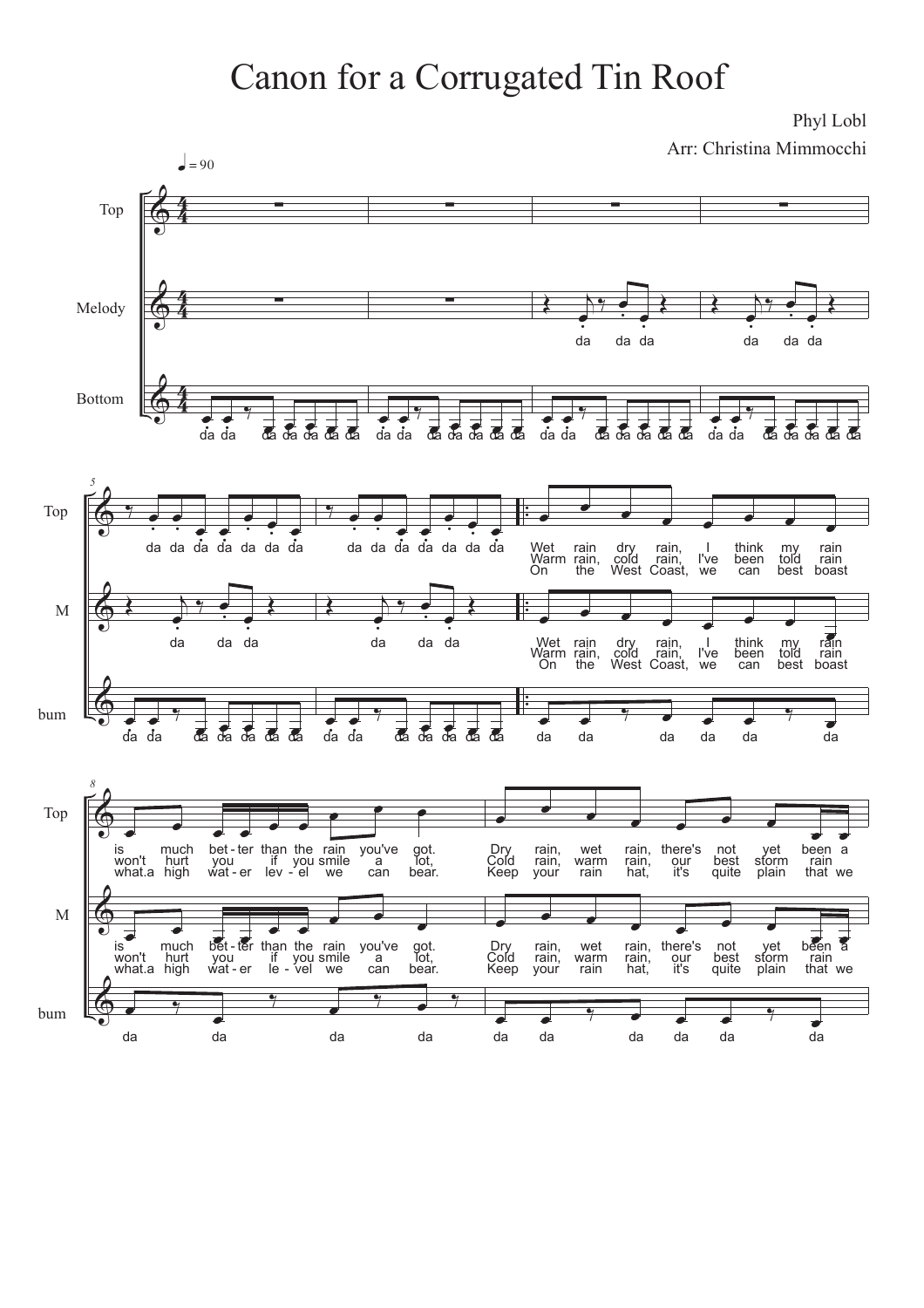# Canon for a Corrugated Tin Roof

Phyl Lobl

Arr: Christina Mimmocchi

♩ = 90

Top

Melody

Bottom

da da da da da da da

Wet rain dry rain, I think my rain is much bet - ter than the rain you've got. Dry rain, wet rain, there's not yet been a

Warm rain, cold rain, I've been told rain won't hurt you if you smile a lot, Cold rain, warm rain, our best storm rain

On the West Coast, we can best boast what.a high wat - er lev - el we can bear. Keep your rain hat, it's quite plain that we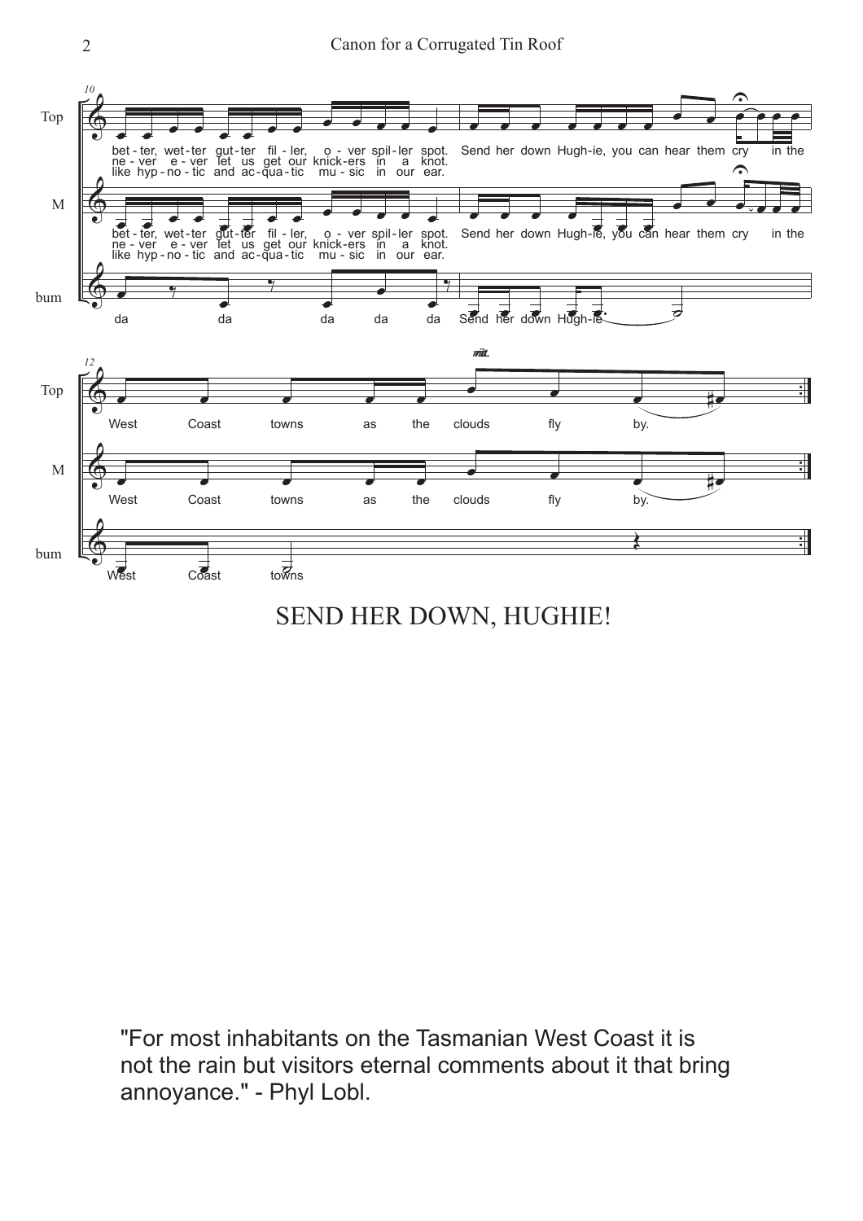SEND HER DOWN, HUGHIE!

"For most inhabitants on the Tasmanian West Coast it is not the rain but visitors eternal comments about it that bring annoyance." - Phyl Lobl.